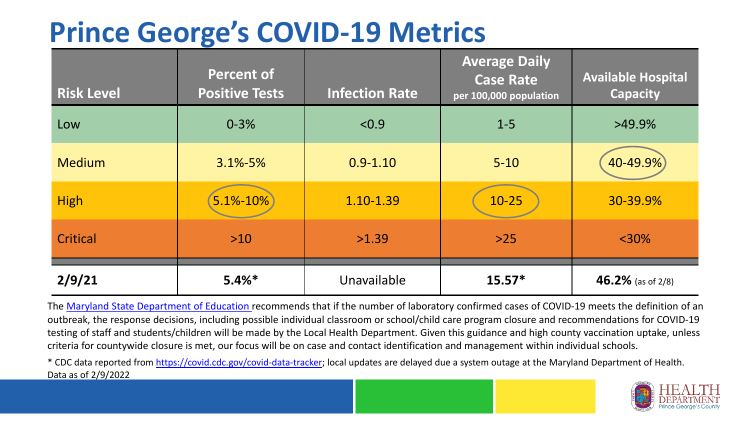# Prince George's COVID-19 Metrics

| Risk Level | Percent of Positive Tests | Infection Rate | Average Daily Case Rate per 100,000 population | Available Hospital Capacity |
|---|---|---|---|---|
| Low | 0-3% | <0.9 | 1-5 | >49.9% |
| Medium | 3.1%-5% | 0.9-1.10 | 5-10 | 40-49.9% |
| High | 5.1%-10% | 1.10-1.39 | 10-25 | 30-39.9% |
| Critical | >10 | >1.39 | >25 | <30% |
| **2/9/21** | **5.4%*** | Unavailable | **15.57*** | **46.2%** (as of 2/8) |

The Maryland State Department of Education recommends that if the number of laboratory confirmed cases of COVID-19 meets the definition of an outbreak, the response decisions, including possible individual classroom or school/child care program closure and recommendations for COVID-19 testing of staff and students/children will be made by the Local Health Department. Given this guidance and high county vaccination uptake, unless criteria for countywide closure is met, our focus will be on case and contact identification and management within individual schools.

* CDC data reported from https://covid.cdc.gov/covid-data-tracker; local updates are delayed due a system outage at the Maryland Department of Health. Data as of 2/9/2022

HEALTH DEPARTMENT Prince George's County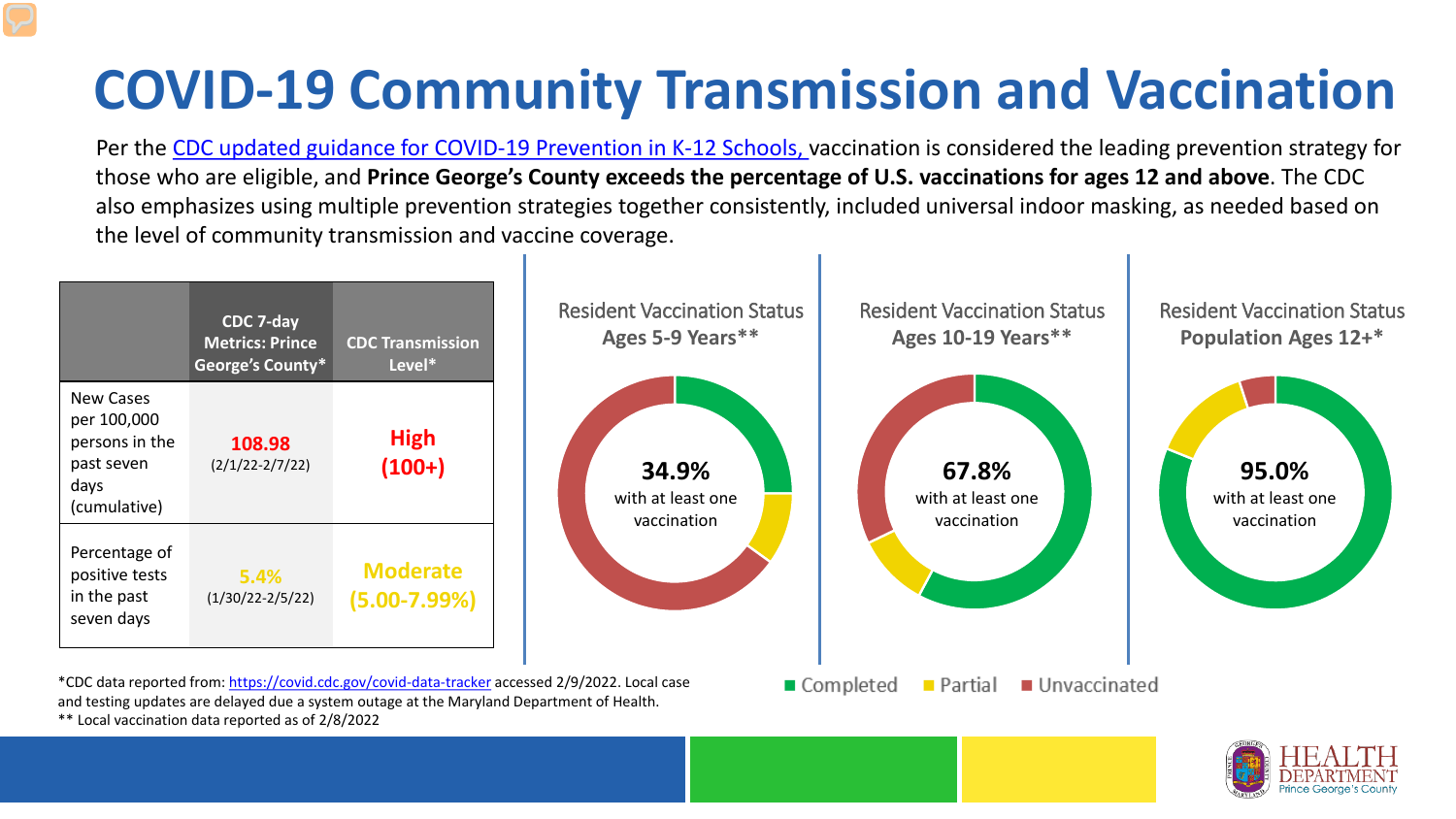# COVID-19 Community Transmission and Vaccination

Per the CDC updated guidance for COVID-19 Prevention in K-12 Schools, vaccination is considered the leading prevention strategy for those who are eligible, and **Prince George's County exceeds the percentage of U.S. vaccinations for ages 12 and above**. The CDC also emphasizes using multiple prevention strategies together consistently, included universal indoor masking, as needed based on the level of community transmission and vaccine coverage.

| | CDC 7-day Metrics: Prince George's County* | CDC Transmission Level* |
|---|---|---|
| New Cases per 100,000 persons in the past seven days (cumulative) | **108.98** (2/1/22-2/7/22) | **High (100+)** |
| Percentage of positive tests in the past seven days | **5.4%** (1/30/22-2/5/22) | **Moderate (5.00-7.99%)** |

Resident Vaccination Status Ages 5-9 Years**

**34.9%** with at least one vaccination

Resident Vaccination Status Ages 10-19 Years**

**67.8%** with at least one vaccination

Resident Vaccination Status Population Ages 12+*

**95.0%** with at least one vaccination

Completed | Partial | Unvaccinated

*CDC data reported from: https://covid.cdc.gov/covid-data-tracker accessed 2/9/2022. Local case and testing updates are delayed due a system outage at the Maryland Department of Health.
** Local vaccination data reported as of 2/8/2022

HEALTH DEPARTMENT Prince George's County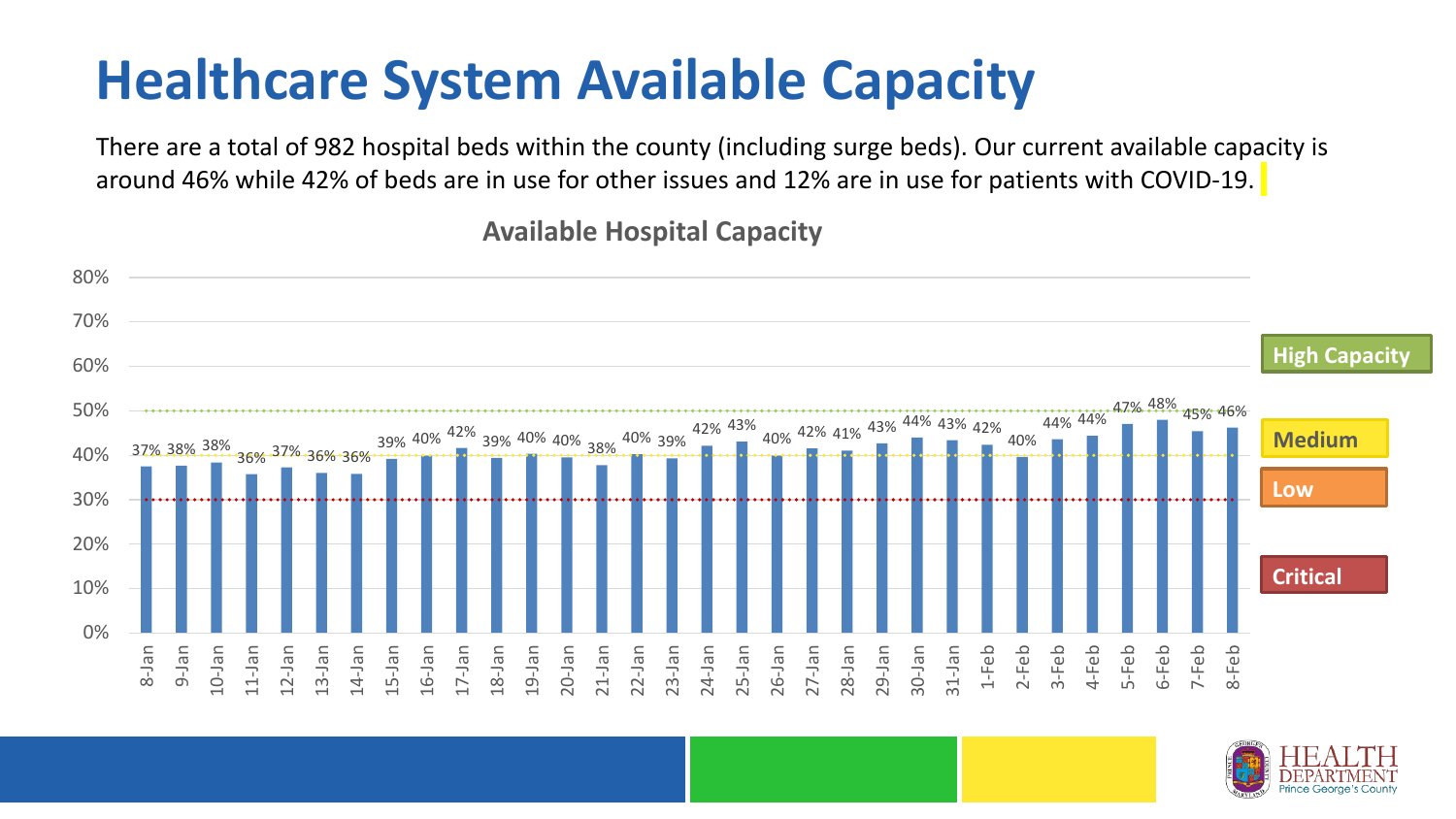# Healthcare System Available Capacity

There are a total of 982 hospital beds within the county (including surge beds). Our current available capacity is around 46% while 42% of beds are in use for other issues and 12% are in use for patients with COVID-19.

**Available Hospital Capacity**

80%
70%
60%
50%
40%
30%
20%
10%
0%

37% 38% 38% 36% 37% 36% 36% 39% 40% 42% 39% 40% 40% 38% 40% 39% 42% 43% 40% 42% 41% 43% 44% 43% 42% 40% 44% 44% 47% 48% 45% 46%

8-Jan 9-Jan 10-Jan 11-Jan 12-Jan 13-Jan 14-Jan 15-Jan 16-Jan 17-Jan 18-Jan 19-Jan 20-Jan 21-Jan 22-Jan 23-Jan 24-Jan 25-Jan 26-Jan 27-Jan 28-Jan 29-Jan 30-Jan 31-Jan 1-Feb 2-Feb 3-Feb 4-Feb 5-Feb 6-Feb 7-Feb 8-Feb

High Capacity

Medium

Low

Critical

HEALTH DEPARTMENT
Prince George's County